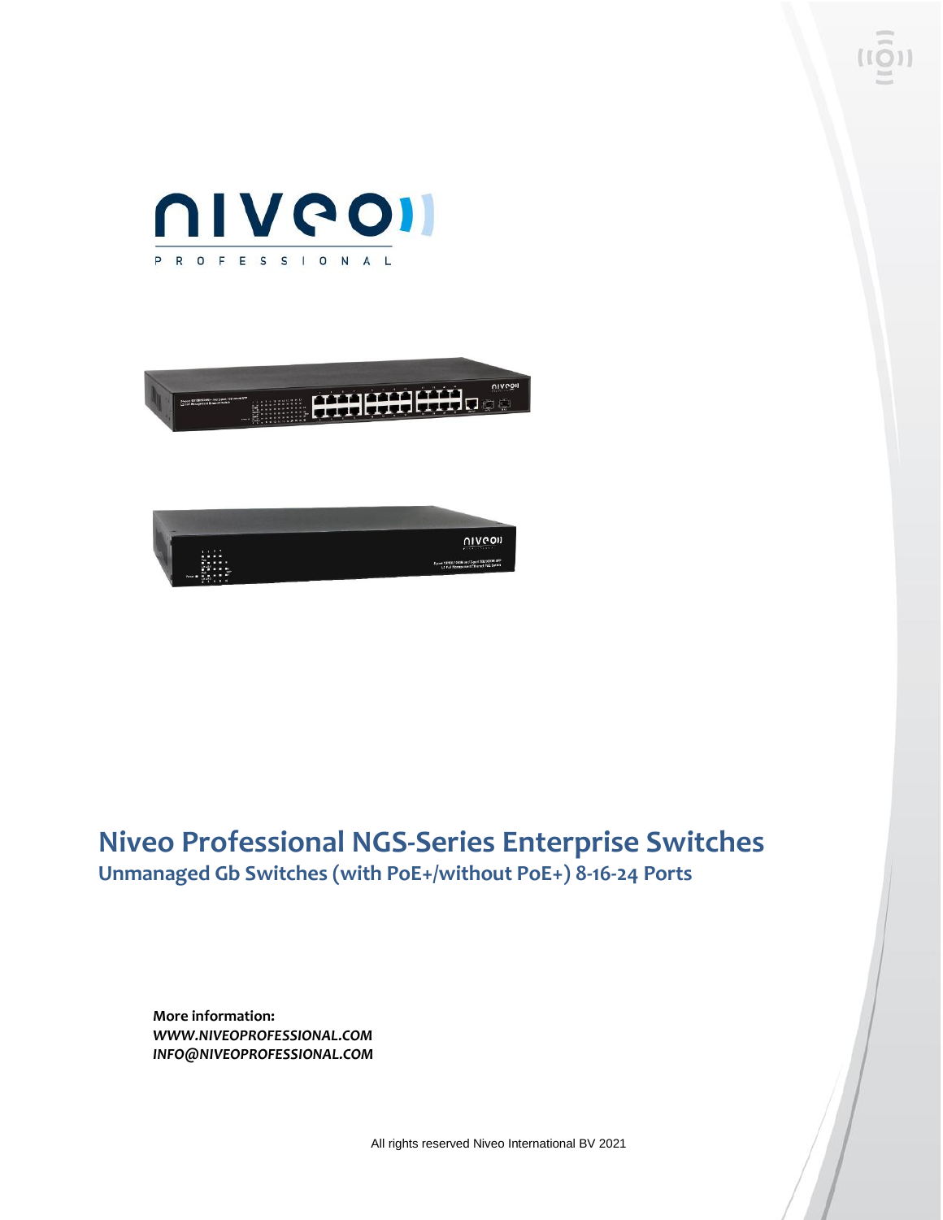# Niveo Professional NGS-Series Enterprise Switches

## Unmanaged Gb Switches (with PoE+/without PoE+) 8-16-24 Ports

**More information:**
***WWW.NIVEOPROFESSIONAL.COM***
***INFO@NIVEOPROFESSIONAL.COM***

All rights reserved Niveo International BV 2021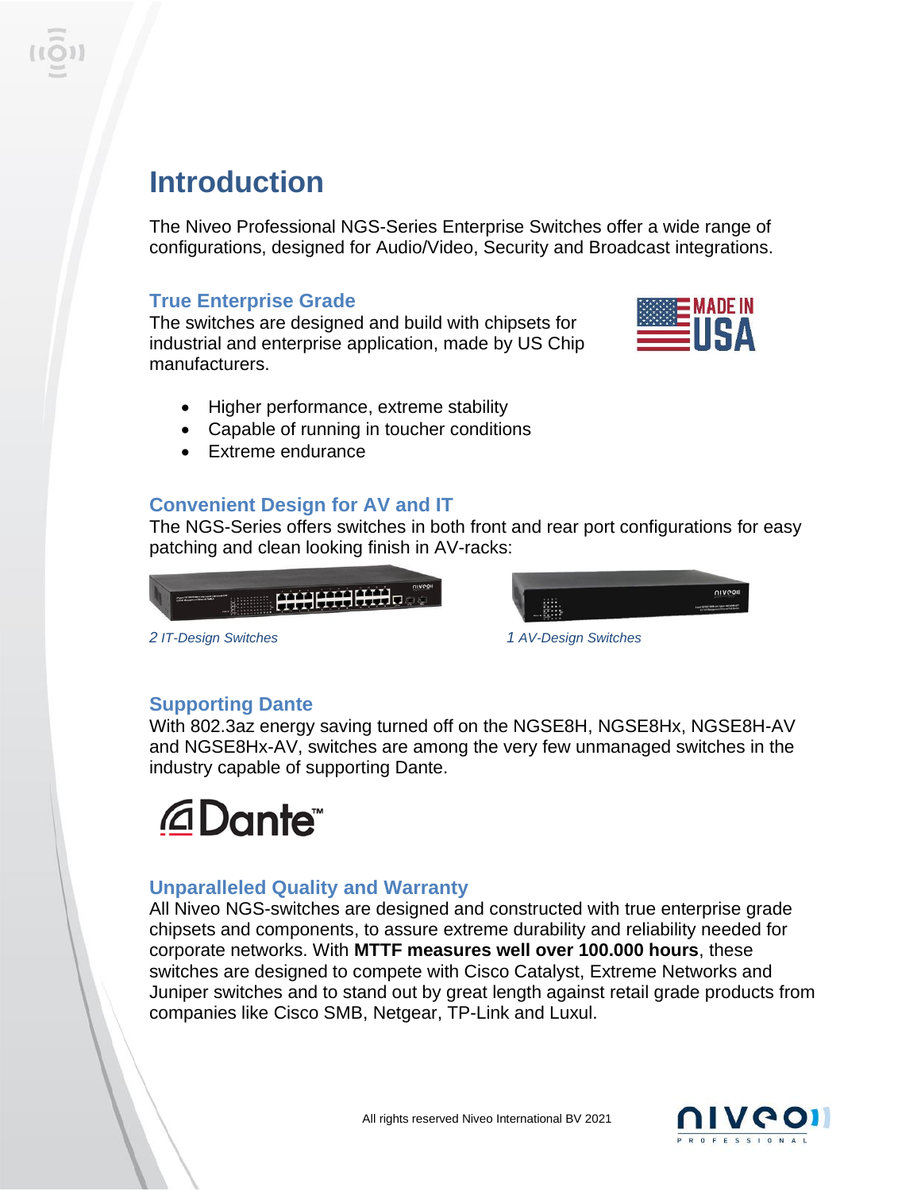# Introduction

The Niveo Professional NGS-Series Enterprise Switches offer a wide range of configurations, designed for Audio/Video, Security and Broadcast integrations.

## True Enterprise Grade

The switches are designed and build with chipsets for industrial and enterprise application, made by US Chip manufacturers.

- Higher performance, extreme stability
- Capable of running in toucher conditions
- Extreme endurance

## Convenient Design for AV and IT

The NGS-Series offers switches in both front and rear port configurations for easy patching and clean looking finish in AV-racks:

*2 IT-Design Switches*

*1 AV-Design Switches*

## Supporting Dante

With 802.3az energy saving turned off on the NGSE8H, NGSE8Hx, NGSE8H-AV and NGSE8Hx-AV, switches are among the very few unmanaged switches in the industry capable of supporting Dante.

## Unparalleled Quality and Warranty

All Niveo NGS-switches are designed and constructed with true enterprise grade chipsets and components, to assure extreme durability and reliability needed for corporate networks. With **MTTF measures well over 100.000 hours**, these switches are designed to compete with Cisco Catalyst, Extreme Networks and Juniper switches and to stand out by great length against retail grade products from companies like Cisco SMB, Netgear, TP-Link and Luxul.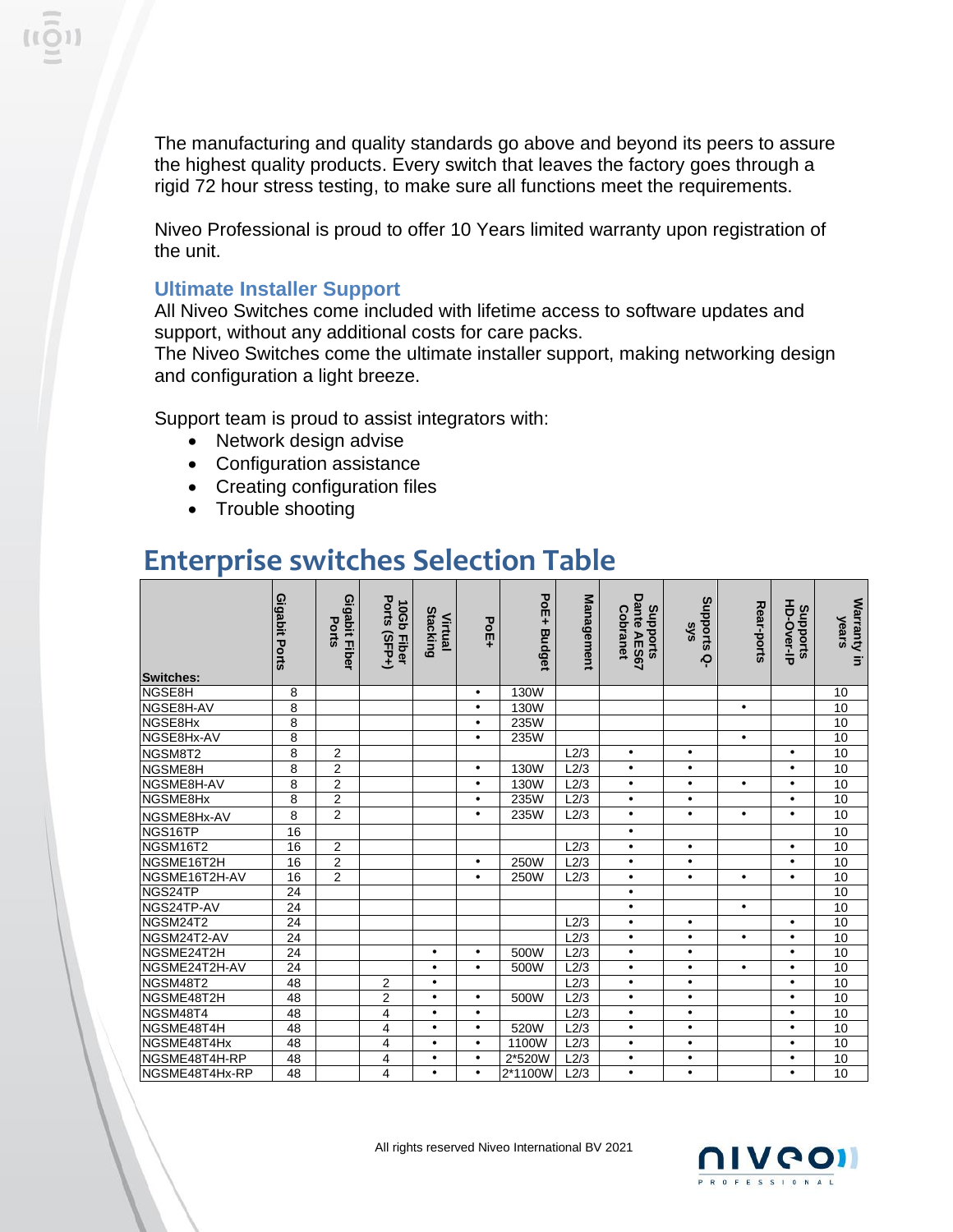The manufacturing and quality standards go above and beyond its peers to assure the highest quality products. Every switch that leaves the factory goes through a rigid 72 hour stress testing, to make sure all functions meet the requirements.

Niveo Professional is proud to offer 10 Years limited warranty upon registration of the unit.

### Ultimate Installer Support

All Niveo Switches come included with lifetime access to software updates and support, without any additional costs for care packs.
The Niveo Switches come the ultimate installer support, making networking design and configuration a light breeze.

Support team is proud to assist integrators with:

- Network design advise
- Configuration assistance
- Creating configuration files
- Trouble shooting

## Enterprise switches Selection Table

| Switches: | Gigabit Ports | Gigabit Fiber Ports | 10Gb Fiber Ports (SFP+) | Virtual Stacking | PoE+ | PoE+ Budget | Management | Supports Dante AES67 Cobranet | Supports Q-sys | Rear-ports | Supports HD-Over-IP | Warranty in years |
|---|---|---|---|---|---|---|---|---|---|---|---|---|
| NGSE8H | 8 | | | | • | 130W | | | | | | 10 |
| NGSE8H-AV | 8 | | | | • | 130W | | | | • | | 10 |
| NGSE8Hx | 8 | | | | • | 235W | | | | | | 10 |
| NGSE8Hx-AV | 8 | | | | • | 235W | | | | • | | 10 |
| NGSM8T2 | 8 | 2 | | | | | L2/3 | • | • | | • | 10 |
| NGSME8H | 8 | 2 | | | • | 130W | L2/3 | • | • | | • | 10 |
| NGSME8H-AV | 8 | 2 | | | • | 130W | L2/3 | • | • | • | • | 10 |
| NGSME8Hx | 8 | 2 | | | • | 235W | L2/3 | • | • | | • | 10 |
| NGSME8Hx-AV | 8 | 2 | | | • | 235W | L2/3 | • | • | • | • | 10 |
| NGS16TP | 16 | | | | | | | • | | | | 10 |
| NGSM16T2 | 16 | 2 | | | | | L2/3 | • | • | | • | 10 |
| NGSME16T2H | 16 | 2 | | | • | 250W | L2/3 | • | • | | • | 10 |
| NGSME16T2H-AV | 16 | 2 | | | • | 250W | L2/3 | • | • | • | • | 10 |
| NGS24TP | 24 | | | | | | | • | | | | 10 |
| NGS24TP-AV | 24 | | | | | | | • | | • | | 10 |
| NGSM24T2 | 24 | | | | | | L2/3 | • | • | | • | 10 |
| NGSM24T2-AV | 24 | | | | | | L2/3 | • | • | • | • | 10 |
| NGSME24T2H | 24 | | | • | • | 500W | L2/3 | • | • | | • | 10 |
| NGSME24T2H-AV | 24 | | | • | • | 500W | L2/3 | • | • | • | • | 10 |
| NGSM48T2 | 48 | | 2 | • | | | L2/3 | • | • | | • | 10 |
| NGSME48T2H | 48 | | 2 | • | • | 500W | L2/3 | • | • | | • | 10 |
| NGSM48T4 | 48 | | 4 | • | • | | L2/3 | • | • | | • | 10 |
| NGSME48T4H | 48 | | 4 | • | • | 520W | L2/3 | • | • | | • | 10 |
| NGSME48T4Hx | 48 | | 4 | • | • | 1100W | L2/3 | • | • | | • | 10 |
| NGSME48T4H-RP | 48 | | 4 | • | • | 2*520W | L2/3 | • | • | | • | 10 |
| NGSME48T4Hx-RP | 48 | | 4 | • | • | 2*1100W | L2/3 | • | • | | • | 10 |

All rights reserved Niveo International BV 2021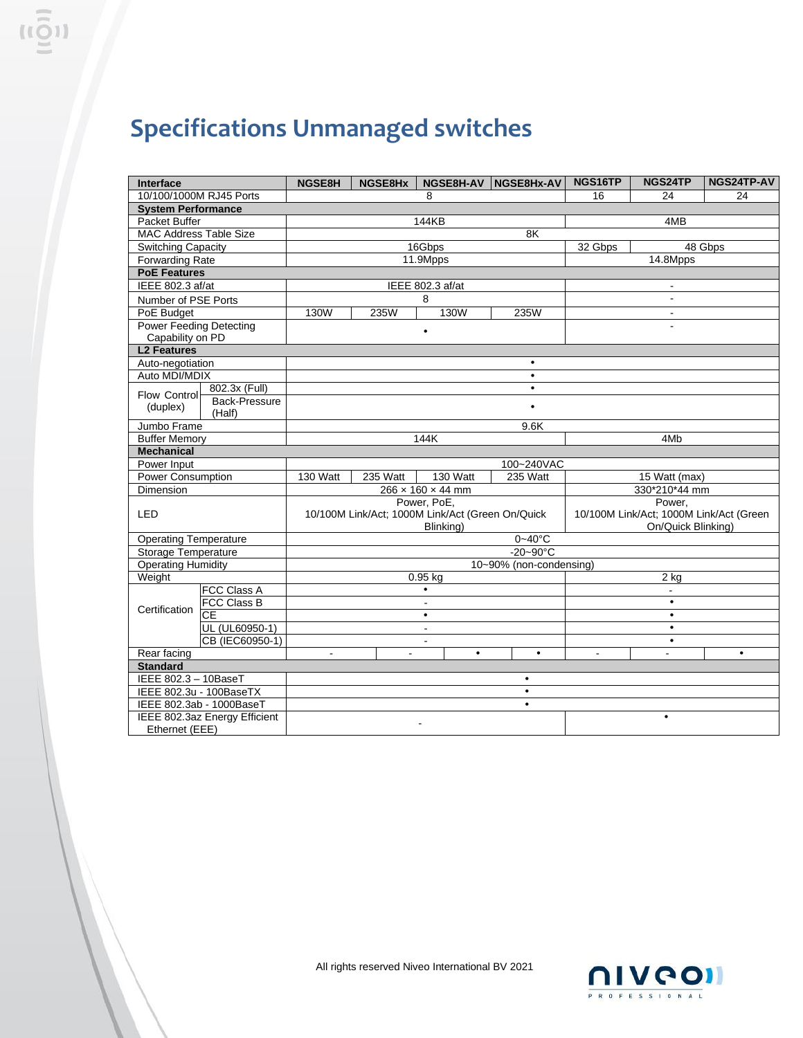# Specifications Unmanaged switches

| Interface | | NGSE8H | NGSE8Hx | NGSE8H-AV | NGSE8Hx-AV | NGS16TP | NGS24TP | NGS24TP-AV |
|---|---|---|---|---|---|---|---|---|
| 10/100/1000M RJ45 Ports | | 8 | | | | 16 | 24 | 24 |
| **System Performance** | | | | | | | | |
| Packet Buffer | | 144KB | | | | 4MB | | |
| MAC Address Table Size | | 8K | | | | | | |
| Switching Capacity | | 16Gbps | | | | 32 Gbps | 48 Gbps | |
| Forwarding Rate | | 11.9Mpps | | | | 14.8Mpps | | |
| **PoE Features** | | | | | | | | |
| IEEE 802.3 af/at | | IEEE 802.3 af/at | | | | - | | |
| Number of PSE Ports | | 8 | | | | - | | |
| PoE Budget | | 130W | 235W | 130W | 235W | - | | |
| Power Feeding Detecting Capability on PD | | • | | | | - | | |
| **L2 Features** | | | | | | | | |
| Auto-negotiation | | • | | | | | | |
| Auto MDI/MDIX | | • | | | | | | |
| Flow Control (duplex) | 802.3x (Full) | • | | | | | | |
| | Back-Pressure (Half) | • | | | | | | |
| Jumbo Frame | | 9.6K | | | | | | |
| Buffer Memory | | 144K | | | | 4Mb | | |
| **Mechanical** | | | | | | | | |
| Power Input | | 100~240VAC | | | | | | |
| Power Consumption | | 130 Watt | 235 Watt | 130 Watt | 235 Watt | 15 Watt (max) | | |
| Dimension | | 266 × 160 × 44 mm | | | | 330*210*44 mm | | |
| LED | | Power, PoE, 10/100M Link/Act; 1000M Link/Act (Green On/Quick Blinking) | | | | Power, 10/100M Link/Act; 1000M Link/Act (Green On/Quick Blinking) | | |
| Operating Temperature | | 0~40°C | | | | | | |
| Storage Temperature | | -20~90°C | | | | | | |
| Operating Humidity | | 10~90% (non-condensing) | | | | | | |
| Weight | | 0.95 kg | | | | 2 kg | | |
| Certification | FCC Class A | • | | | | - | | |
| | FCC Class B | - | | | | • | | |
| | CE | • | | | | • | | |
| | UL (UL60950-1) | - | | | | • | | |
| | CB (IEC60950-1) | - | | | | • | | |
| Rear facing | | - | - | • | • | - | - | • |
| **Standard** | | | | | | | | |
| IEEE 802.3 – 10BaseT | | • | | | | | | |
| IEEE 802.3u - 100BaseTX | | • | | | | | | |
| IEEE 802.3ab - 1000BaseT | | • | | | | | | |
| IEEE 802.3az Energy Efficient Ethernet (EEE) | | - | | | | • | | |

All rights reserved Niveo International BV 2021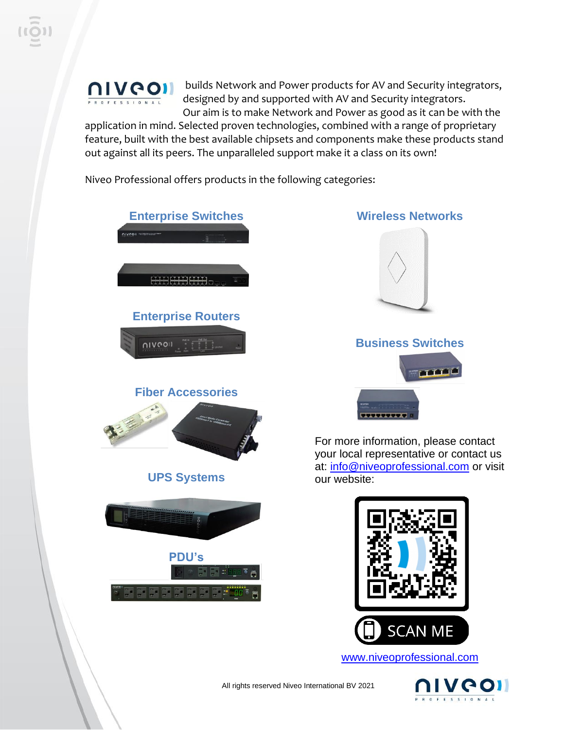niveo PROFESSIONAL builds Network and Power products for AV and Security integrators, designed by and supported with AV and Security integrators. Our aim is to make Network and Power as good as it can be with the application in mind. Selected proven technologies, combined with a range of proprietary feature, built with the best available chipsets and components make these products stand out against all its peers. The unparalleled support make it a class on its own!

Niveo Professional offers products in the following categories:

## Enterprise Switches

## Enterprise Routers

## Fiber Accessories

## UPS Systems

## PDU's

## Wireless Networks

## Business Switches

For more information, please contact your local representative or contact us at: info@niveoprofessional.com or visit our website:

SCAN ME

www.niveoprofessional.com

All rights reserved Niveo International BV 2021